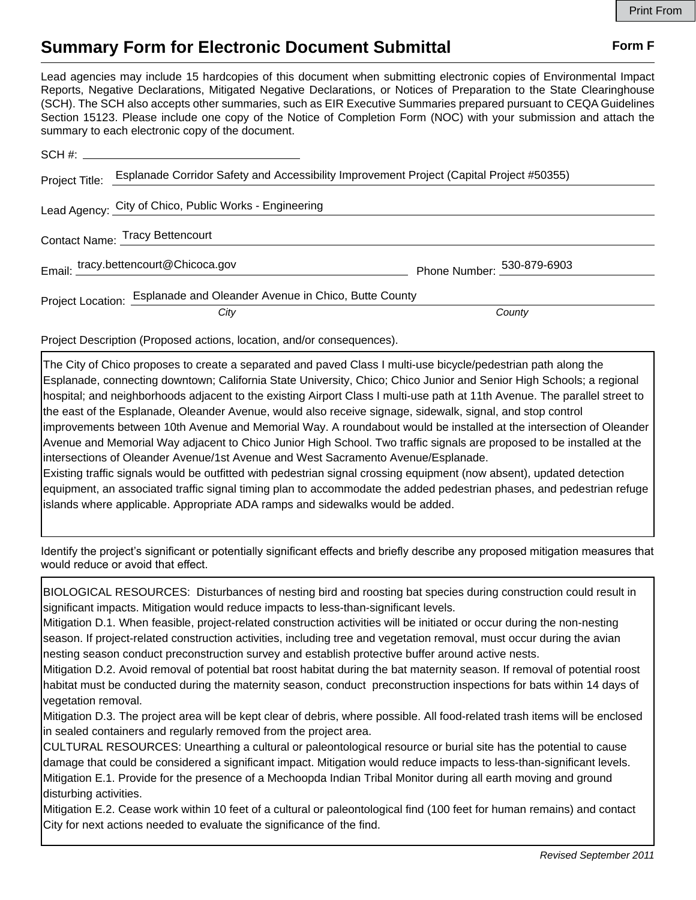Print From

# Summary Form for Electronic Document Submittal

**Form F**

Lead agencies may include 15 hardcopies of this document when submitting electronic copies of Environmental Impact Reports, Negative Declarations, Mitigated Negative Declarations, or Notices of Preparation to the State Clearinghouse (SCH). The SCH also accepts other summaries, such as EIR Executive Summaries prepared pursuant to CEQA Guidelines Section 15123. Please include one copy of the Notice of Completion Form (NOC) with your submission and attach the summary to each electronic copy of the document.

SCH #: 

Project Title: Esplanade Corridor Safety and Accessibility Improvement Project (Capital Project #50355)

Lead Agency: City of Chico, Public Works - Engineering

Contact Name: Tracy Bettencourt

Email: tracy.bettencourt@Chicoca.gov Phone Number: 530-879-6903

Project Location: Esplanade and Oleander Avenue in Chico, Butte County

*City* *County*

Project Description (Proposed actions, location, and/or consequences).

The City of Chico proposes to create a separated and paved Class I multi-use bicycle/pedestrian path along the Esplanade, connecting downtown; California State University, Chico; Chico Junior and Senior High Schools; a regional hospital; and neighborhoods adjacent to the existing Airport Class I multi-use path at 11th Avenue. The parallel street to the east of the Esplanade, Oleander Avenue, would also receive signage, sidewalk, signal, and stop control improvements between 10th Avenue and Memorial Way. A roundabout would be installed at the intersection of Oleander Avenue and Memorial Way adjacent to Chico Junior High School. Two traffic signals are proposed to be installed at the intersections of Oleander Avenue/1st Avenue and West Sacramento Avenue/Esplanade.
Existing traffic signals would be outfitted with pedestrian signal crossing equipment (now absent), updated detection equipment, an associated traffic signal timing plan to accommodate the added pedestrian phases, and pedestrian refuge islands where applicable. Appropriate ADA ramps and sidewalks would be added.

Identify the project's significant or potentially significant effects and briefly describe any proposed mitigation measures that would reduce or avoid that effect.

BIOLOGICAL RESOURCES: Disturbances of nesting bird and roosting bat species during construction could result in significant impacts. Mitigation would reduce impacts to less-than-significant levels.
Mitigation D.1. When feasible, project-related construction activities will be initiated or occur during the non-nesting season. If project-related construction activities, including tree and vegetation removal, must occur during the avian nesting season conduct preconstruction survey and establish protective buffer around active nests.
Mitigation D.2. Avoid removal of potential bat roost habitat during the bat maternity season. If removal of potential roost habitat must be conducted during the maternity season, conduct preconstruction inspections for bats within 14 days of vegetation removal.
Mitigation D.3. The project area will be kept clear of debris, where possible. All food-related trash items will be enclosed in sealed containers and regularly removed from the project area.
CULTURAL RESOURCES: Unearthing a cultural or paleontological resource or burial site has the potential to cause damage that could be considered a significant impact. Mitigation would reduce impacts to less-than-significant levels.
Mitigation E.1. Provide for the presence of a Mechoopda Indian Tribal Monitor during all earth moving and ground disturbing activities.
Mitigation E.2. Cease work within 10 feet of a cultural or paleontological find (100 feet for human remains) and contact City for next actions needed to evaluate the significance of the find.

*Revised September 2011*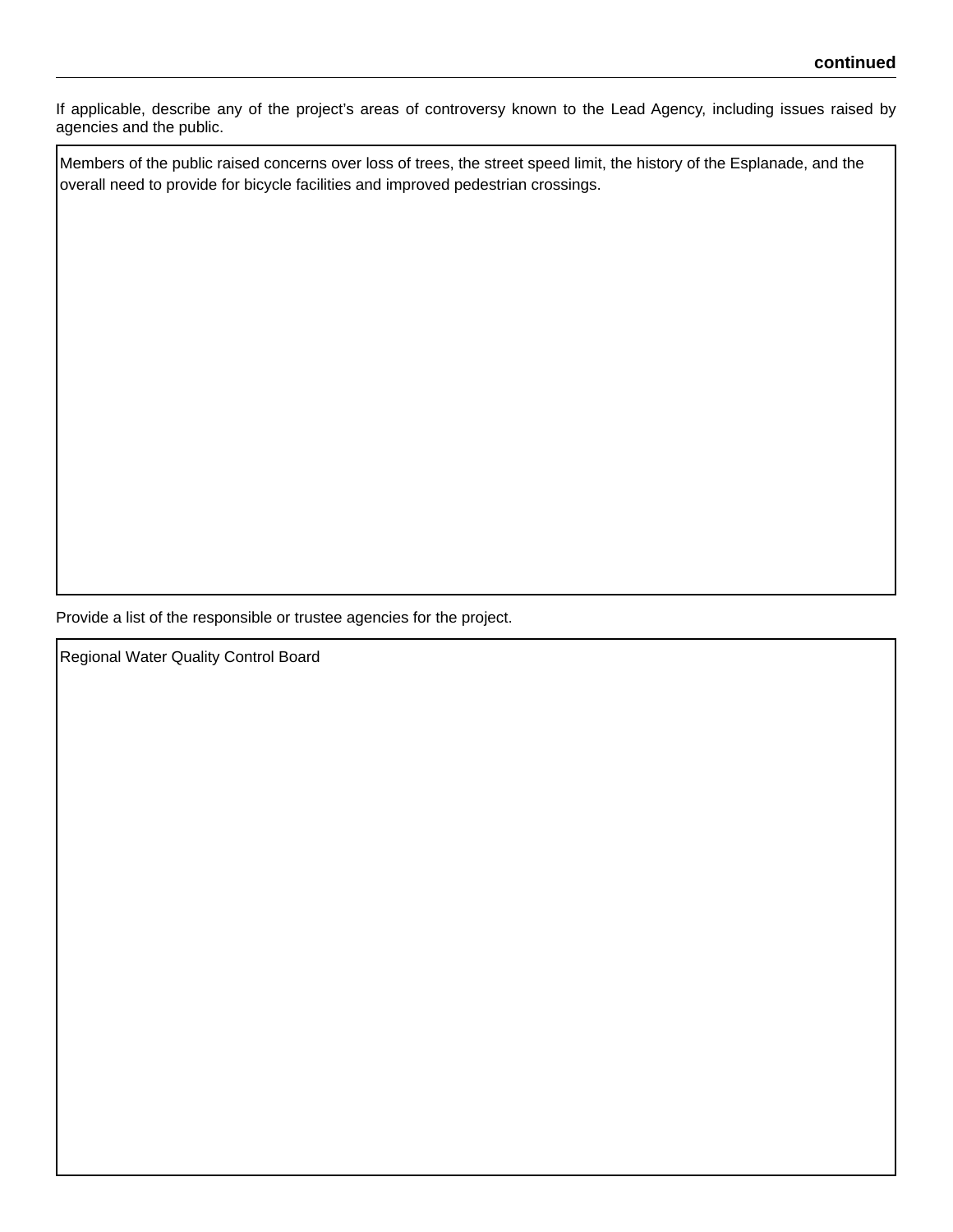**continued**

If applicable, describe any of the project's areas of controversy known to the Lead Agency, including issues raised by agencies and the public.

| |
|---|
| Members of the public raised concerns over loss of trees, the street speed limit, the history of the Esplanade, and the overall need to provide for bicycle facilities and improved pedestrian crossings. |

Provide a list of the responsible or trustee agencies for the project.

| |
|---|
| Regional Water Quality Control Board |